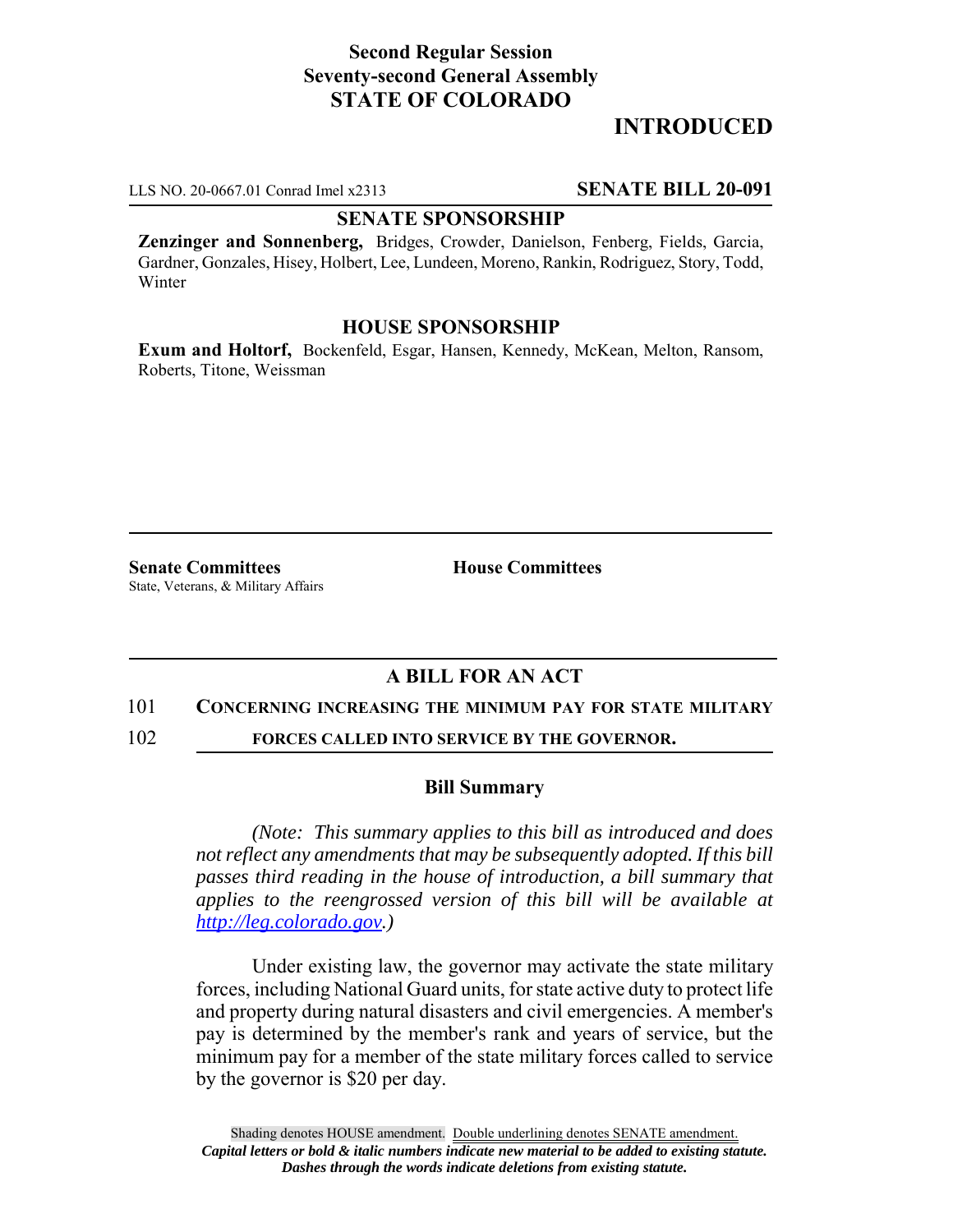**Second Regular Session**
**Seventy-second General Assembly**
**STATE OF COLORADO**

# INTRODUCED

LLS NO. 20-0667.01 Conrad Imel x2313 **SENATE BILL 20-091**

**SENATE SPONSORSHIP**

**Zenzinger and Sonnenberg,** Bridges, Crowder, Danielson, Fenberg, Fields, Garcia, Gardner, Gonzales, Hisey, Holbert, Lee, Lundeen, Moreno, Rankin, Rodriguez, Story, Todd, Winter

**HOUSE SPONSORSHIP**

**Exum and Holtorf,** Bockenfeld, Esgar, Hansen, Kennedy, McKean, Melton, Ransom, Roberts, Titone, Weissman

**Senate Committees**
State, Veterans, & Military Affairs

**House Committees**

## A BILL FOR AN ACT

101 **CONCERNING INCREASING THE MINIMUM PAY FOR STATE MILITARY**
102 **FORCES CALLED INTO SERVICE BY THE GOVERNOR.**

### Bill Summary

*(Note: This summary applies to this bill as introduced and does not reflect any amendments that may be subsequently adopted. If this bill passes third reading in the house of introduction, a bill summary that applies to the reengrossed version of this bill will be available at http://leg.colorado.gov.)*

Under existing law, the governor may activate the state military forces, including National Guard units, for state active duty to protect life and property during natural disasters and civil emergencies. A member's pay is determined by the member's rank and years of service, but the minimum pay for a member of the state military forces called to service by the governor is $20 per day.

Shading denotes HOUSE amendment. Double underlining denotes SENATE amendment.
*Capital letters or bold & italic numbers indicate new material to be added to existing statute.*
*Dashes through the words indicate deletions from existing statute.*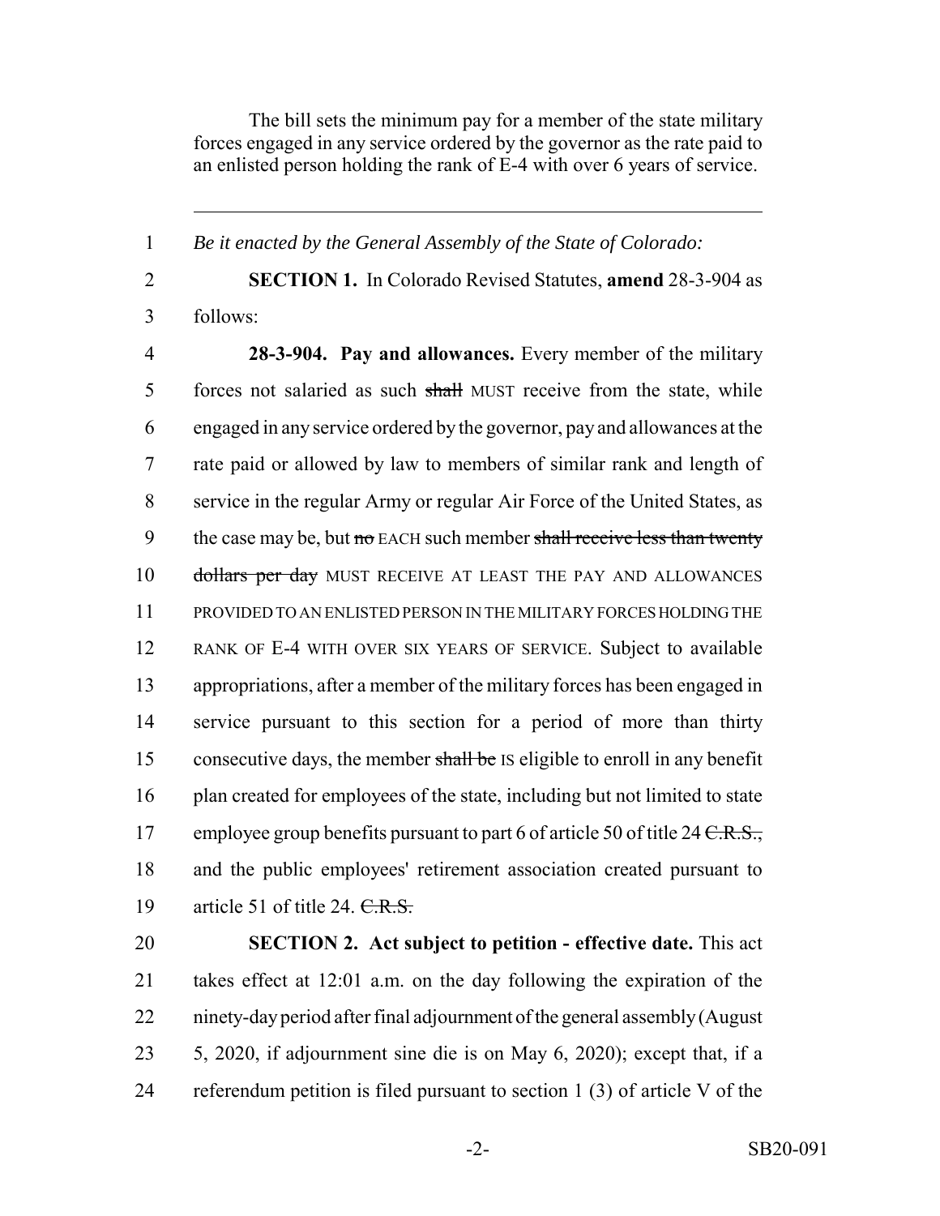The bill sets the minimum pay for a member of the state military forces engaged in any service ordered by the governor as the rate paid to an enlisted person holding the rank of E-4 with over 6 years of service.

---

1 *Be it enacted by the General Assembly of the State of Colorado:*

2 **SECTION 1.** In Colorado Revised Statutes, **amend** 28-3-904 as
3 follows:

4 **28-3-904. Pay and allowances.** Every member of the military
5 forces not salaried as such ~~shall~~ MUST receive from the state, while
6 engaged in any service ordered by the governor, pay and allowances at the
7 rate paid or allowed by law to members of similar rank and length of
8 service in the regular Army or regular Air Force of the United States, as
9 the case may be, but ~~no~~ EACH such member ~~shall receive less than twenty~~
10 ~~dollars per day~~ MUST RECEIVE AT LEAST THE PAY AND ALLOWANCES
11 PROVIDED TO AN ENLISTED PERSON IN THE MILITARY FORCES HOLDING THE
12 RANK OF E-4 WITH OVER SIX YEARS OF SERVICE. Subject to available
13 appropriations, after a member of the military forces has been engaged in
14 service pursuant to this section for a period of more than thirty
15 consecutive days, the member ~~shall be~~ IS eligible to enroll in any benefit
16 plan created for employees of the state, including but not limited to state
17 employee group benefits pursuant to part 6 of article 50 of title 24 ~~C.R.S.,~~
18 and the public employees' retirement association created pursuant to
19 article 51 of title 24. ~~C.R.S.~~

20 **SECTION 2. Act subject to petition - effective date.** This act
21 takes effect at 12:01 a.m. on the day following the expiration of the
22 ninety-day period after final adjournment of the general assembly (August
23 5, 2020, if adjournment sine die is on May 6, 2020); except that, if a
24 referendum petition is filed pursuant to section 1 (3) of article V of the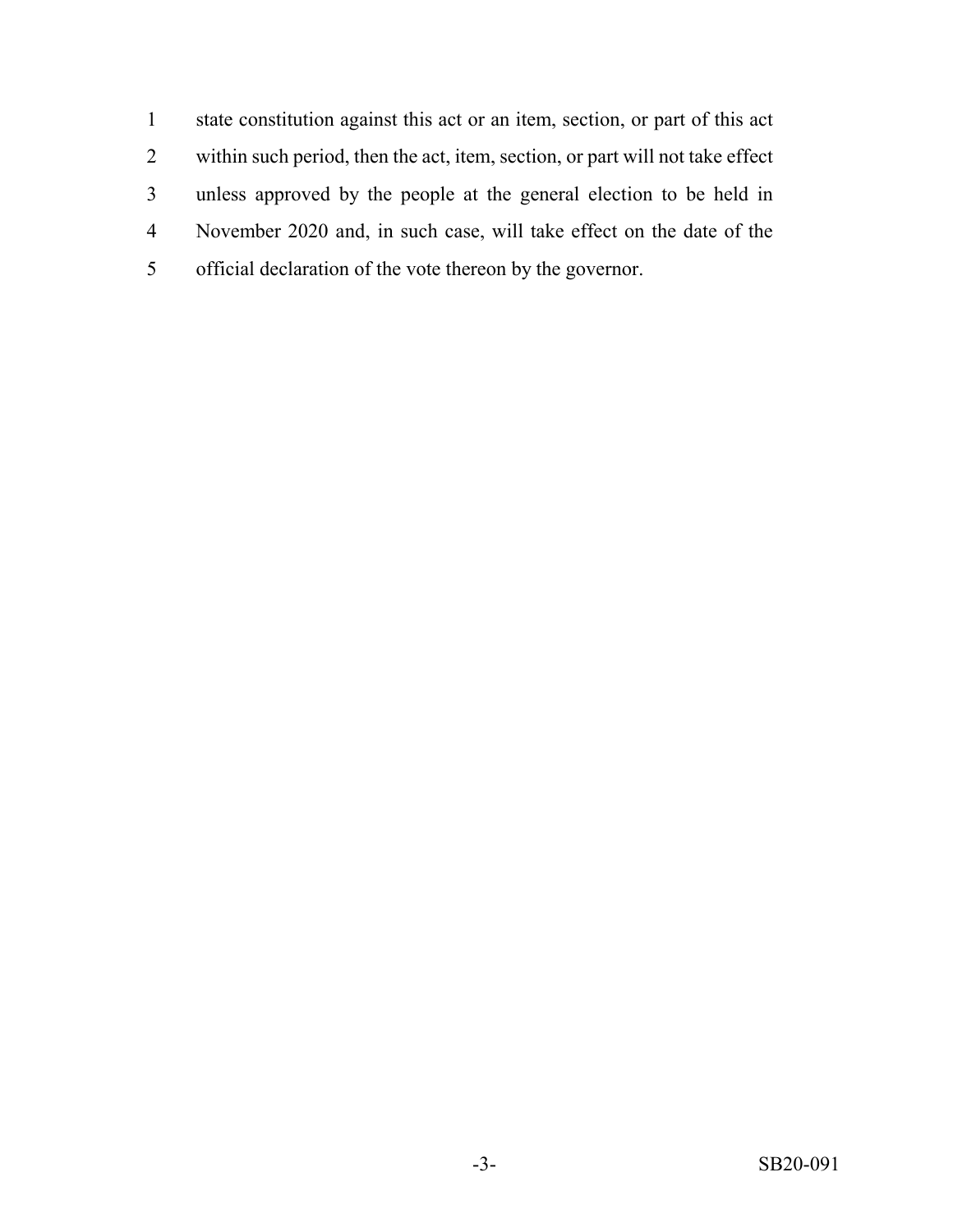state constitution against this act or an item, section, or part of this act within such period, then the act, item, section, or part will not take effect unless approved by the people at the general election to be held in November 2020 and, in such case, will take effect on the date of the official declaration of the vote thereon by the governor.